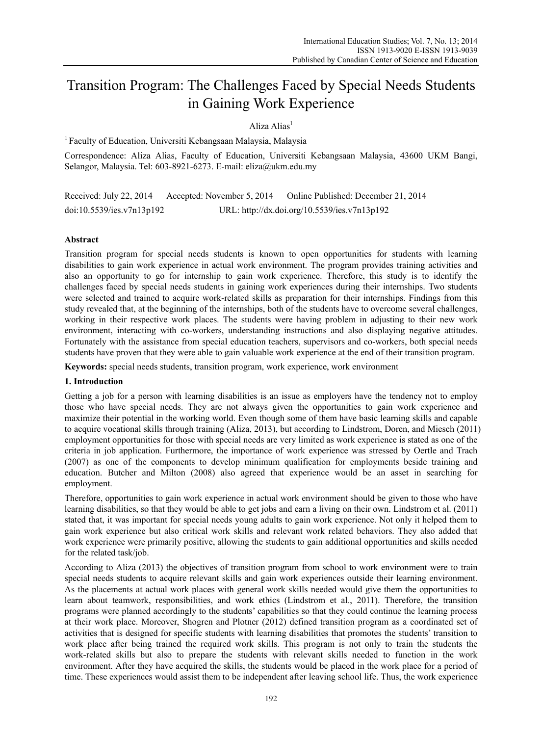# Transition Program: The Challenges Faced by Special Needs Students in Gaining Work Experience

Aliza Alias[1]

[1] Faculty of Education, Universiti Kebangsaan Malaysia, Malaysia

Correspondence: Aliza Alias, Faculty of Education, Universiti Kebangsaan Malaysia, 43600 UKM Bangi, Selangor, Malaysia. Tel: 603-8921-6273. E-mail: eliza@ukm.edu.my

Received: July 22, 2014 Accepted: November 5, 2014 Online Published: December 21, 2014

doi:10.5539/ies.v7n13p192 URL: http://dx.doi.org/10.5539/ies.v7n13p192

## Abstract

Transition program for special needs students is known to open opportunities for students with learning disabilities to gain work experience in actual work environment. The program provides training activities and also an opportunity to go for internship to gain work experience. Therefore, this study is to identify the challenges faced by special needs students in gaining work experiences during their internships. Two students were selected and trained to acquire work-related skills as preparation for their internships. Findings from this study revealed that, at the beginning of the internships, both of the students have to overcome several challenges, working in their respective work places. The students were having problem in adjusting to their new work environment, interacting with co-workers, understanding instructions and also displaying negative attitudes. Fortunately with the assistance from special education teachers, supervisors and co-workers, both special needs students have proven that they were able to gain valuable work experience at the end of their transition program.

**Keywords:** special needs students, transition program, work experience, work environment

## 1. Introduction

Getting a job for a person with learning disabilities is an issue as employers have the tendency not to employ those who have special needs. They are not always given the opportunities to gain work experience and maximize their potential in the working world. Even though some of them have basic learning skills and capable to acquire vocational skills through training (Aliza, 2013), but according to Lindstrom, Doren, and Miesch (2011) employment opportunities for those with special needs are very limited as work experience is stated as one of the criteria in job application. Furthermore, the importance of work experience was stressed by Oertle and Trach (2007) as one of the components to develop minimum qualification for employments beside training and education. Butcher and Milton (2008) also agreed that experience would be an asset in searching for employment.

Therefore, opportunities to gain work experience in actual work environment should be given to those who have learning disabilities, so that they would be able to get jobs and earn a living on their own. Lindstrom et al. (2011) stated that, it was important for special needs young adults to gain work experience. Not only it helped them to gain work experience but also critical work skills and relevant work related behaviors. They also added that work experience were primarily positive, allowing the students to gain additional opportunities and skills needed for the related task/job.

According to Aliza (2013) the objectives of transition program from school to work environment were to train special needs students to acquire relevant skills and gain work experiences outside their learning environment. As the placements at actual work places with general work skills needed would give them the opportunities to learn about teamwork, responsibilities, and work ethics (Lindstrom et al., 2011). Therefore, the transition programs were planned accordingly to the students' capabilities so that they could continue the learning process at their work place. Moreover, Shogren and Plotner (2012) defined transition program as a coordinated set of activities that is designed for specific students with learning disabilities that promotes the students' transition to work place after being trained the required work skills. This program is not only to train the students the work-related skills but also to prepare the students with relevant skills needed to function in the work environment. After they have acquired the skills, the students would be placed in the work place for a period of time. These experiences would assist them to be independent after leaving school life. Thus, the work experience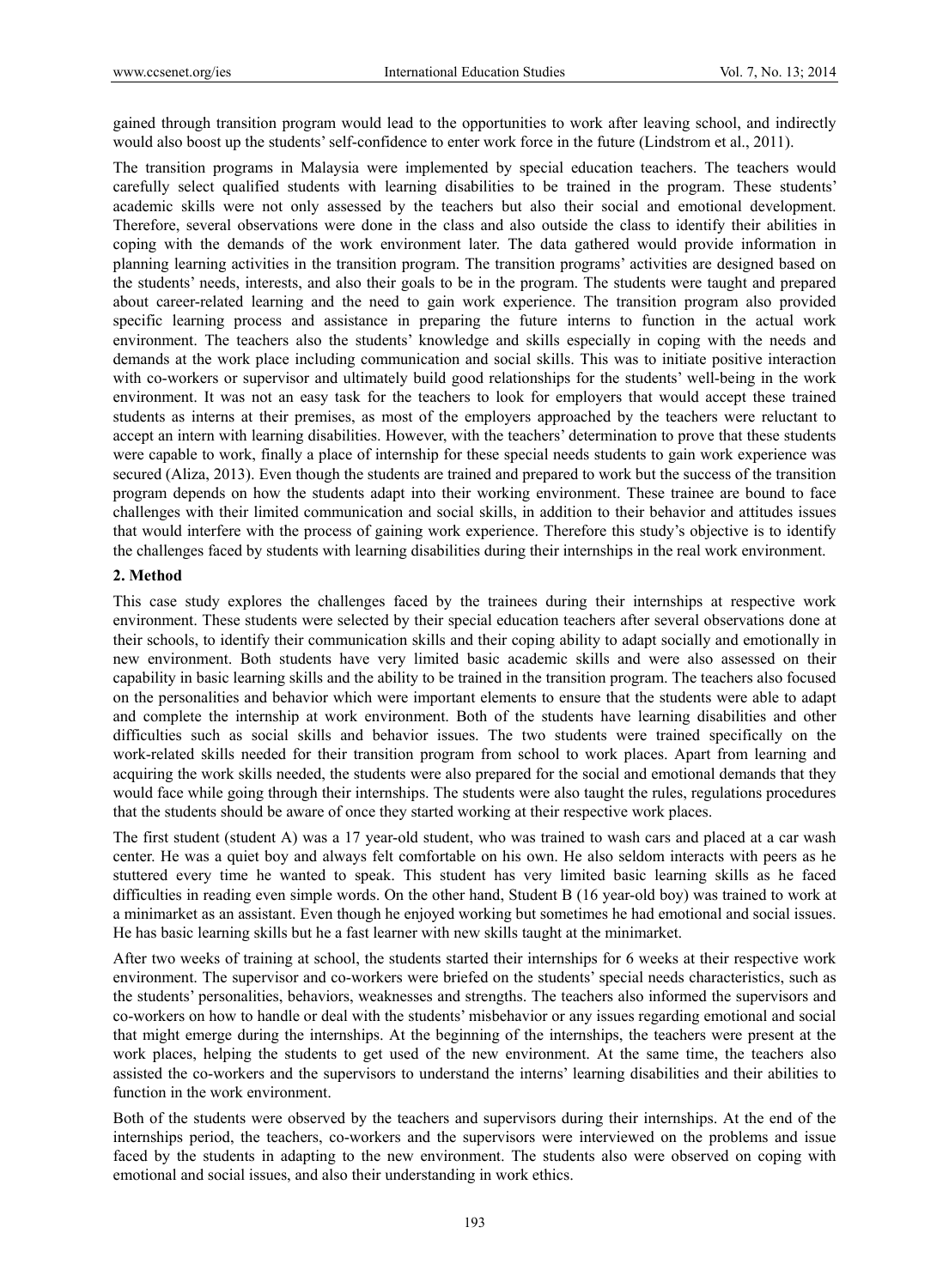gained through transition program would lead to the opportunities to work after leaving school, and indirectly would also boost up the students' self-confidence to enter work force in the future (Lindstrom et al., 2011).

The transition programs in Malaysia were implemented by special education teachers. The teachers would carefully select qualified students with learning disabilities to be trained in the program. These students' academic skills were not only assessed by the teachers but also their social and emotional development. Therefore, several observations were done in the class and also outside the class to identify their abilities in coping with the demands of the work environment later. The data gathered would provide information in planning learning activities in the transition program. The transition programs' activities are designed based on the students' needs, interests, and also their goals to be in the program. The students were taught and prepared about career-related learning and the need to gain work experience. The transition program also provided specific learning process and assistance in preparing the future interns to function in the actual work environment. The teachers also the students' knowledge and skills especially in coping with the needs and demands at the work place including communication and social skills. This was to initiate positive interaction with co-workers or supervisor and ultimately build good relationships for the students' well-being in the work environment. It was not an easy task for the teachers to look for employers that would accept these trained students as interns at their premises, as most of the employers approached by the teachers were reluctant to accept an intern with learning disabilities. However, with the teachers' determination to prove that these students were capable to work, finally a place of internship for these special needs students to gain work experience was secured (Aliza, 2013). Even though the students are trained and prepared to work but the success of the transition program depends on how the students adapt into their working environment. These trainee are bound to face challenges with their limited communication and social skills, in addition to their behavior and attitudes issues that would interfere with the process of gaining work experience. Therefore this study's objective is to identify the challenges faced by students with learning disabilities during their internships in the real work environment.

## 2. Method

This case study explores the challenges faced by the trainees during their internships at respective work environment. These students were selected by their special education teachers after several observations done at their schools, to identify their communication skills and their coping ability to adapt socially and emotionally in new environment. Both students have very limited basic academic skills and were also assessed on their capability in basic learning skills and the ability to be trained in the transition program. The teachers also focused on the personalities and behavior which were important elements to ensure that the students were able to adapt and complete the internship at work environment. Both of the students have learning disabilities and other difficulties such as social skills and behavior issues. The two students were trained specifically on the work-related skills needed for their transition program from school to work places. Apart from learning and acquiring the work skills needed, the students were also prepared for the social and emotional demands that they would face while going through their internships. The students were also taught the rules, regulations procedures that the students should be aware of once they started working at their respective work places.

The first student (student A) was a 17 year-old student, who was trained to wash cars and placed at a car wash center. He was a quiet boy and always felt comfortable on his own. He also seldom interacts with peers as he stuttered every time he wanted to speak. This student has very limited basic learning skills as he faced difficulties in reading even simple words. On the other hand, Student B (16 year-old boy) was trained to work at a minimarket as an assistant. Even though he enjoyed working but sometimes he had emotional and social issues. He has basic learning skills but he a fast learner with new skills taught at the minimarket.

After two weeks of training at school, the students started their internships for 6 weeks at their respective work environment. The supervisor and co-workers were briefed on the students' special needs characteristics, such as the students' personalities, behaviors, weaknesses and strengths. The teachers also informed the supervisors and co-workers on how to handle or deal with the students' misbehavior or any issues regarding emotional and social that might emerge during the internships. At the beginning of the internships, the teachers were present at the work places, helping the students to get used of the new environment. At the same time, the teachers also assisted the co-workers and the supervisors to understand the interns' learning disabilities and their abilities to function in the work environment.

Both of the students were observed by the teachers and supervisors during their internships. At the end of the internships period, the teachers, co-workers and the supervisors were interviewed on the problems and issue faced by the students in adapting to the new environment. The students also were observed on coping with emotional and social issues, and also their understanding in work ethics.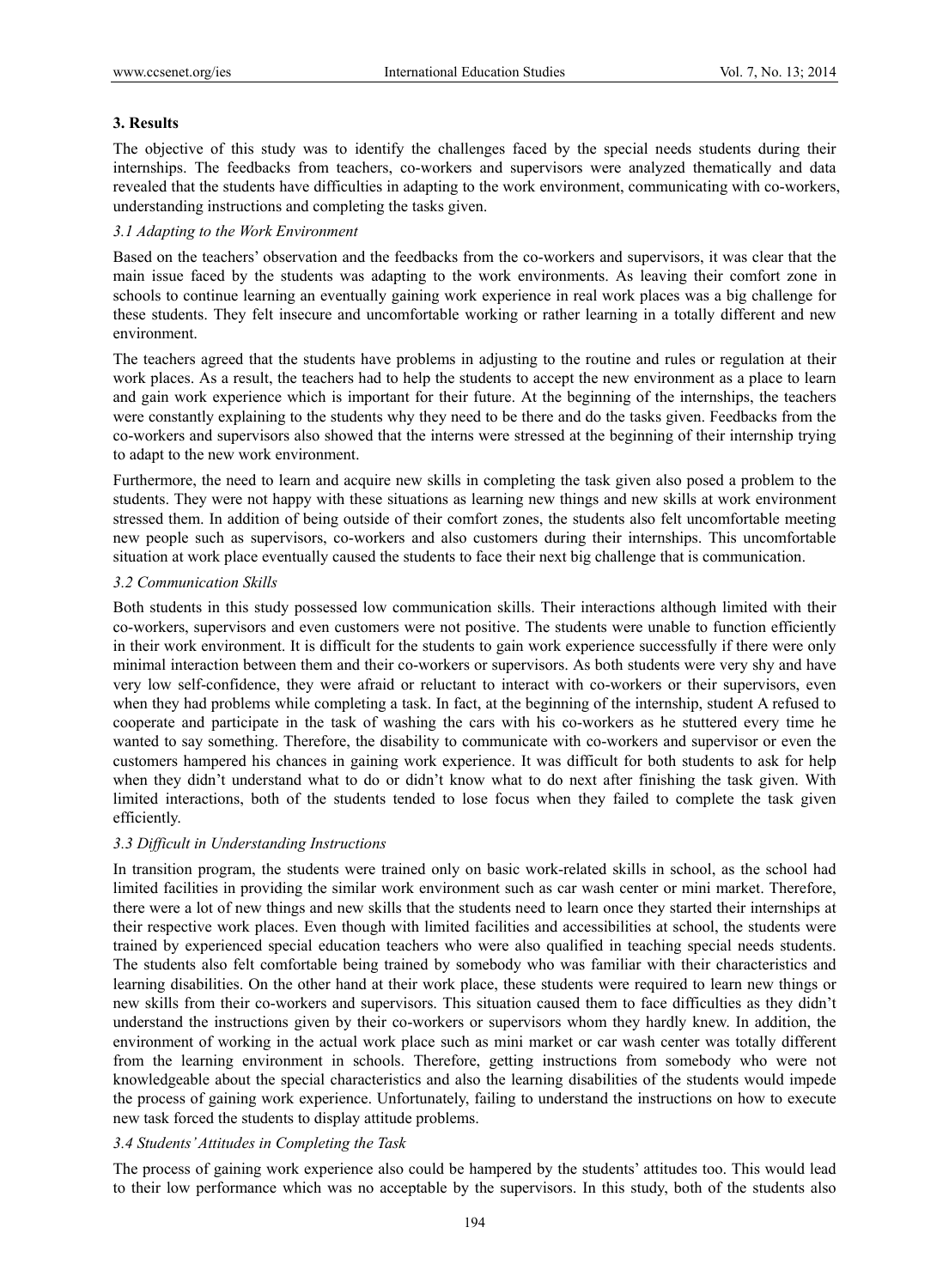## 3. Results

The objective of this study was to identify the challenges faced by the special needs students during their internships. The feedbacks from teachers, co-workers and supervisors were analyzed thematically and data revealed that the students have difficulties in adapting to the work environment, communicating with co-workers, understanding instructions and completing the tasks given.

### *3.1 Adapting to the Work Environment*

Based on the teachers' observation and the feedbacks from the co-workers and supervisors, it was clear that the main issue faced by the students was adapting to the work environments. As leaving their comfort zone in schools to continue learning an eventually gaining work experience in real work places was a big challenge for these students. They felt insecure and uncomfortable working or rather learning in a totally different and new environment.

The teachers agreed that the students have problems in adjusting to the routine and rules or regulation at their work places. As a result, the teachers had to help the students to accept the new environment as a place to learn and gain work experience which is important for their future. At the beginning of the internships, the teachers were constantly explaining to the students why they need to be there and do the tasks given. Feedbacks from the co-workers and supervisors also showed that the interns were stressed at the beginning of their internship trying to adapt to the new work environment.

Furthermore, the need to learn and acquire new skills in completing the task given also posed a problem to the students. They were not happy with these situations as learning new things and new skills at work environment stressed them. In addition of being outside of their comfort zones, the students also felt uncomfortable meeting new people such as supervisors, co-workers and also customers during their internships. This uncomfortable situation at work place eventually caused the students to face their next big challenge that is communication.

### *3.2 Communication Skills*

Both students in this study possessed low communication skills. Their interactions although limited with their co-workers, supervisors and even customers were not positive. The students were unable to function efficiently in their work environment. It is difficult for the students to gain work experience successfully if there were only minimal interaction between them and their co-workers or supervisors. As both students were very shy and have very low self-confidence, they were afraid or reluctant to interact with co-workers or their supervisors, even when they had problems while completing a task. In fact, at the beginning of the internship, student A refused to cooperate and participate in the task of washing the cars with his co-workers as he stuttered every time he wanted to say something. Therefore, the disability to communicate with co-workers and supervisor or even the customers hampered his chances in gaining work experience. It was difficult for both students to ask for help when they didn't understand what to do or didn't know what to do next after finishing the task given. With limited interactions, both of the students tended to lose focus when they failed to complete the task given efficiently.

### *3.3 Difficult in Understanding Instructions*

In transition program, the students were trained only on basic work-related skills in school, as the school had limited facilities in providing the similar work environment such as car wash center or mini market. Therefore, there were a lot of new things and new skills that the students need to learn once they started their internships at their respective work places. Even though with limited facilities and accessibilities at school, the students were trained by experienced special education teachers who were also qualified in teaching special needs students. The students also felt comfortable being trained by somebody who was familiar with their characteristics and learning disabilities. On the other hand at their work place, these students were required to learn new things or new skills from their co-workers and supervisors. This situation caused them to face difficulties as they didn't understand the instructions given by their co-workers or supervisors whom they hardly knew. In addition, the environment of working in the actual work place such as mini market or car wash center was totally different from the learning environment in schools. Therefore, getting instructions from somebody who were not knowledgeable about the special characteristics and also the learning disabilities of the students would impede the process of gaining work experience. Unfortunately, failing to understand the instructions on how to execute new task forced the students to display attitude problems.

### *3.4 Students' Attitudes in Completing the Task*

The process of gaining work experience also could be hampered by the students' attitudes too. This would lead to their low performance which was no acceptable by the supervisors. In this study, both of the students also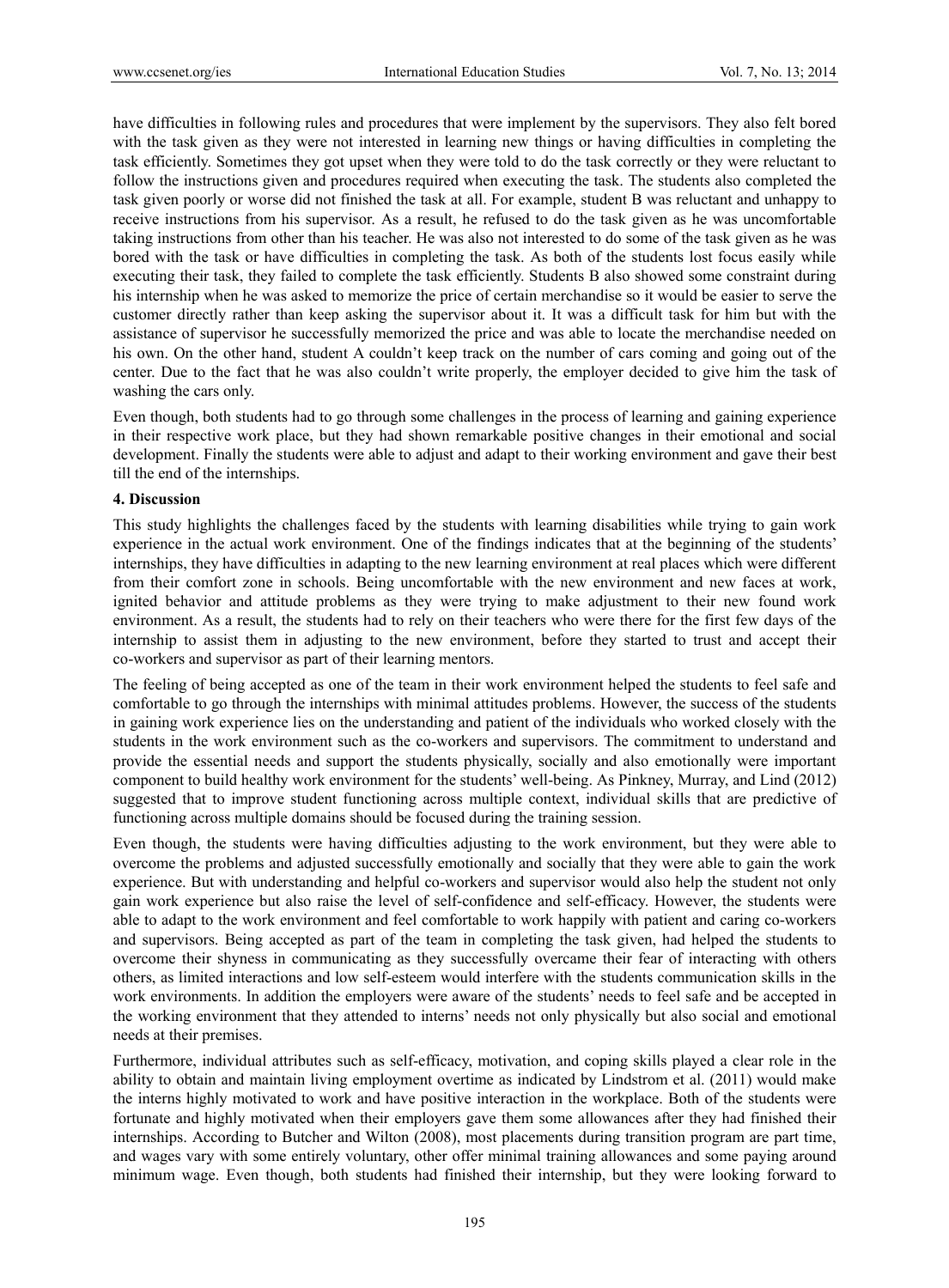have difficulties in following rules and procedures that were implement by the supervisors. They also felt bored with the task given as they were not interested in learning new things or having difficulties in completing the task efficiently. Sometimes they got upset when they were told to do the task correctly or they were reluctant to follow the instructions given and procedures required when executing the task. The students also completed the task given poorly or worse did not finished the task at all. For example, student B was reluctant and unhappy to receive instructions from his supervisor. As a result, he refused to do the task given as he was uncomfortable taking instructions from other than his teacher. He was also not interested to do some of the task given as he was bored with the task or have difficulties in completing the task. As both of the students lost focus easily while executing their task, they failed to complete the task efficiently. Students B also showed some constraint during his internship when he was asked to memorize the price of certain merchandise so it would be easier to serve the customer directly rather than keep asking the supervisor about it. It was a difficult task for him but with the assistance of supervisor he successfully memorized the price and was able to locate the merchandise needed on his own. On the other hand, student A couldn't keep track on the number of cars coming and going out of the center. Due to the fact that he was also couldn't write properly, the employer decided to give him the task of washing the cars only.

Even though, both students had to go through some challenges in the process of learning and gaining experience in their respective work place, but they had shown remarkable positive changes in their emotional and social development. Finally the students were able to adjust and adapt to their working environment and gave their best till the end of the internships.

## 4. Discussion

This study highlights the challenges faced by the students with learning disabilities while trying to gain work experience in the actual work environment. One of the findings indicates that at the beginning of the students' internships, they have difficulties in adapting to the new learning environment at real places which were different from their comfort zone in schools. Being uncomfortable with the new environment and new faces at work, ignited behavior and attitude problems as they were trying to make adjustment to their new found work environment. As a result, the students had to rely on their teachers who were there for the first few days of the internship to assist them in adjusting to the new environment, before they started to trust and accept their co-workers and supervisor as part of their learning mentors.

The feeling of being accepted as one of the team in their work environment helped the students to feel safe and comfortable to go through the internships with minimal attitudes problems. However, the success of the students in gaining work experience lies on the understanding and patient of the individuals who worked closely with the students in the work environment such as the co-workers and supervisors. The commitment to understand and provide the essential needs and support the students physically, socially and also emotionally were important component to build healthy work environment for the students' well-being. As Pinkney, Murray, and Lind (2012) suggested that to improve student functioning across multiple context, individual skills that are predictive of functioning across multiple domains should be focused during the training session.

Even though, the students were having difficulties adjusting to the work environment, but they were able to overcome the problems and adjusted successfully emotionally and socially that they were able to gain the work experience. But with understanding and helpful co-workers and supervisor would also help the student not only gain work experience but also raise the level of self-confidence and self-efficacy. However, the students were able to adapt to the work environment and feel comfortable to work happily with patient and caring co-workers and supervisors. Being accepted as part of the team in completing the task given, had helped the students to overcome their shyness in communicating as they successfully overcame their fear of interacting with others others, as limited interactions and low self-esteem would interfere with the students communication skills in the work environments. In addition the employers were aware of the students' needs to feel safe and be accepted in the working environment that they attended to interns' needs not only physically but also social and emotional needs at their premises.

Furthermore, individual attributes such as self-efficacy, motivation, and coping skills played a clear role in the ability to obtain and maintain living employment overtime as indicated by Lindstrom et al. (2011) would make the interns highly motivated to work and have positive interaction in the workplace. Both of the students were fortunate and highly motivated when their employers gave them some allowances after they had finished their internships. According to Butcher and Wilton (2008), most placements during transition program are part time, and wages vary with some entirely voluntary, other offer minimal training allowances and some paying around minimum wage. Even though, both students had finished their internship, but they were looking forward to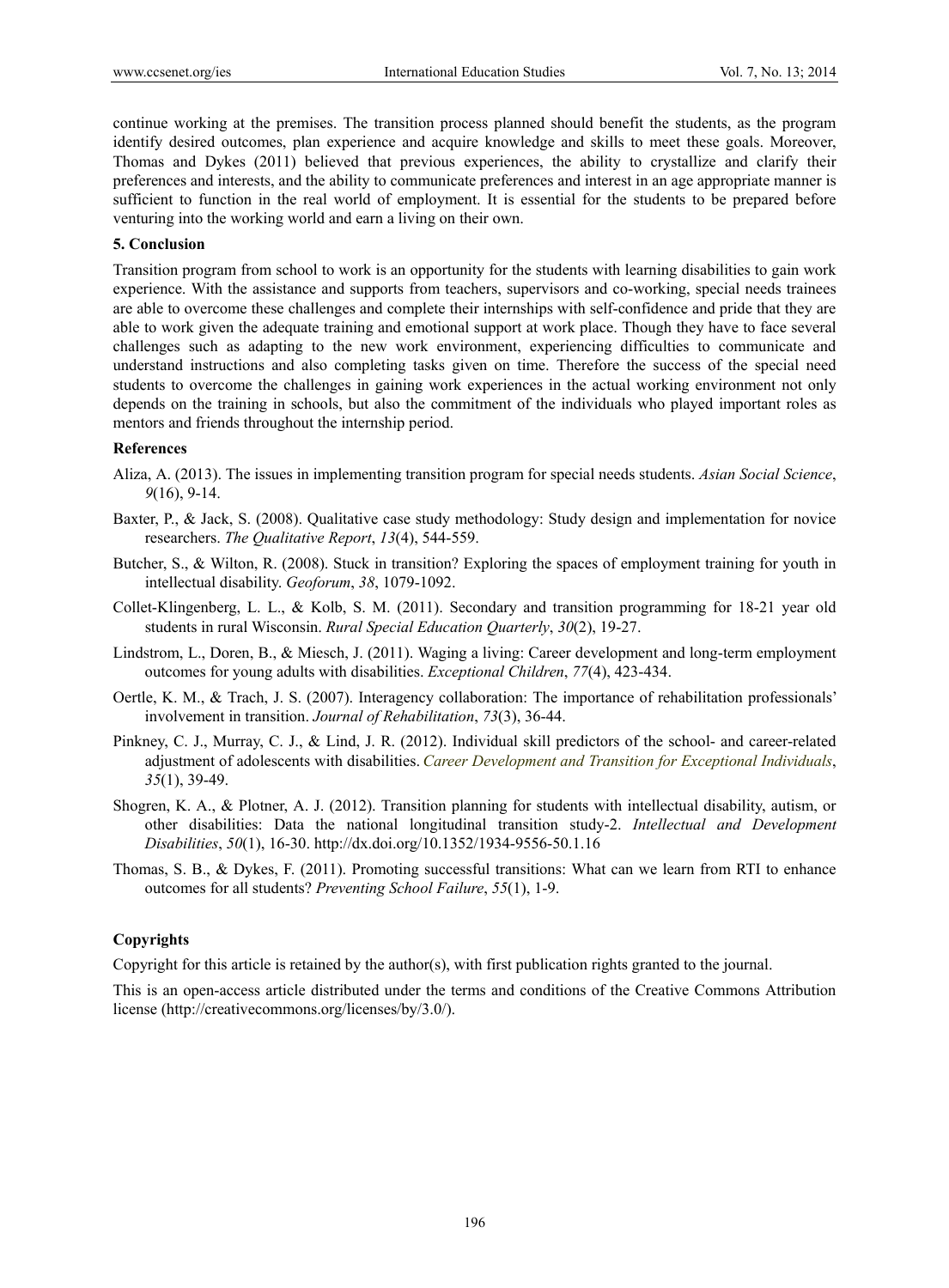continue working at the premises. The transition process planned should benefit the students, as the program identify desired outcomes, plan experience and acquire knowledge and skills to meet these goals. Moreover, Thomas and Dykes (2011) believed that previous experiences, the ability to crystallize and clarify their preferences and interests, and the ability to communicate preferences and interest in an age appropriate manner is sufficient to function in the real world of employment. It is essential for the students to be prepared before venturing into the working world and earn a living on their own.

## 5. Conclusion

Transition program from school to work is an opportunity for the students with learning disabilities to gain work experience. With the assistance and supports from teachers, supervisors and co-working, special needs trainees are able to overcome these challenges and complete their internships with self-confidence and pride that they are able to work given the adequate training and emotional support at work place. Though they have to face several challenges such as adapting to the new work environment, experiencing difficulties to communicate and understand instructions and also completing tasks given on time. Therefore the success of the special need students to overcome the challenges in gaining work experiences in the actual working environment not only depends on the training in schools, but also the commitment of the individuals who played important roles as mentors and friends throughout the internship period.

## References

Aliza, A. (2013). The issues in implementing transition program for special needs students. *Asian Social Science*, *9*(16), 9-14.

Baxter, P., & Jack, S. (2008). Qualitative case study methodology: Study design and implementation for novice researchers. *The Qualitative Report*, *13*(4), 544-559.

Butcher, S., & Wilton, R. (2008). Stuck in transition? Exploring the spaces of employment training for youth in intellectual disability. *Geoforum*, *38*, 1079-1092.

Collet-Klingenberg, L. L., & Kolb, S. M. (2011). Secondary and transition programming for 18-21 year old students in rural Wisconsin. *Rural Special Education Quarterly*, *30*(2), 19-27.

Lindstrom, L., Doren, B., & Miesch, J. (2011). Waging a living: Career development and long-term employment outcomes for young adults with disabilities. *Exceptional Children*, *77*(4), 423-434.

Oertle, K. M., & Trach, J. S. (2007). Interagency collaboration: The importance of rehabilitation professionals' involvement in transition. *Journal of Rehabilitation*, *73*(3), 36-44.

Pinkney, C. J., Murray, C. J., & Lind, J. R. (2012). Individual skill predictors of the school- and career-related adjustment of adolescents with disabilities. *Career Development and Transition for Exceptional Individuals*, *35*(1), 39-49.

Shogren, K. A., & Plotner, A. J. (2012). Transition planning for students with intellectual disability, autism, or other disabilities: Data the national longitudinal transition study-2. *Intellectual and Development Disabilities*, *50*(1), 16-30. http://dx.doi.org/10.1352/1934-9556-50.1.16

Thomas, S. B., & Dykes, F. (2011). Promoting successful transitions: What can we learn from RTI to enhance outcomes for all students? *Preventing School Failure*, *55*(1), 1-9.

## Copyrights

Copyright for this article is retained by the author(s), with first publication rights granted to the journal.

This is an open-access article distributed under the terms and conditions of the Creative Commons Attribution license (http://creativecommons.org/licenses/by/3.0/).